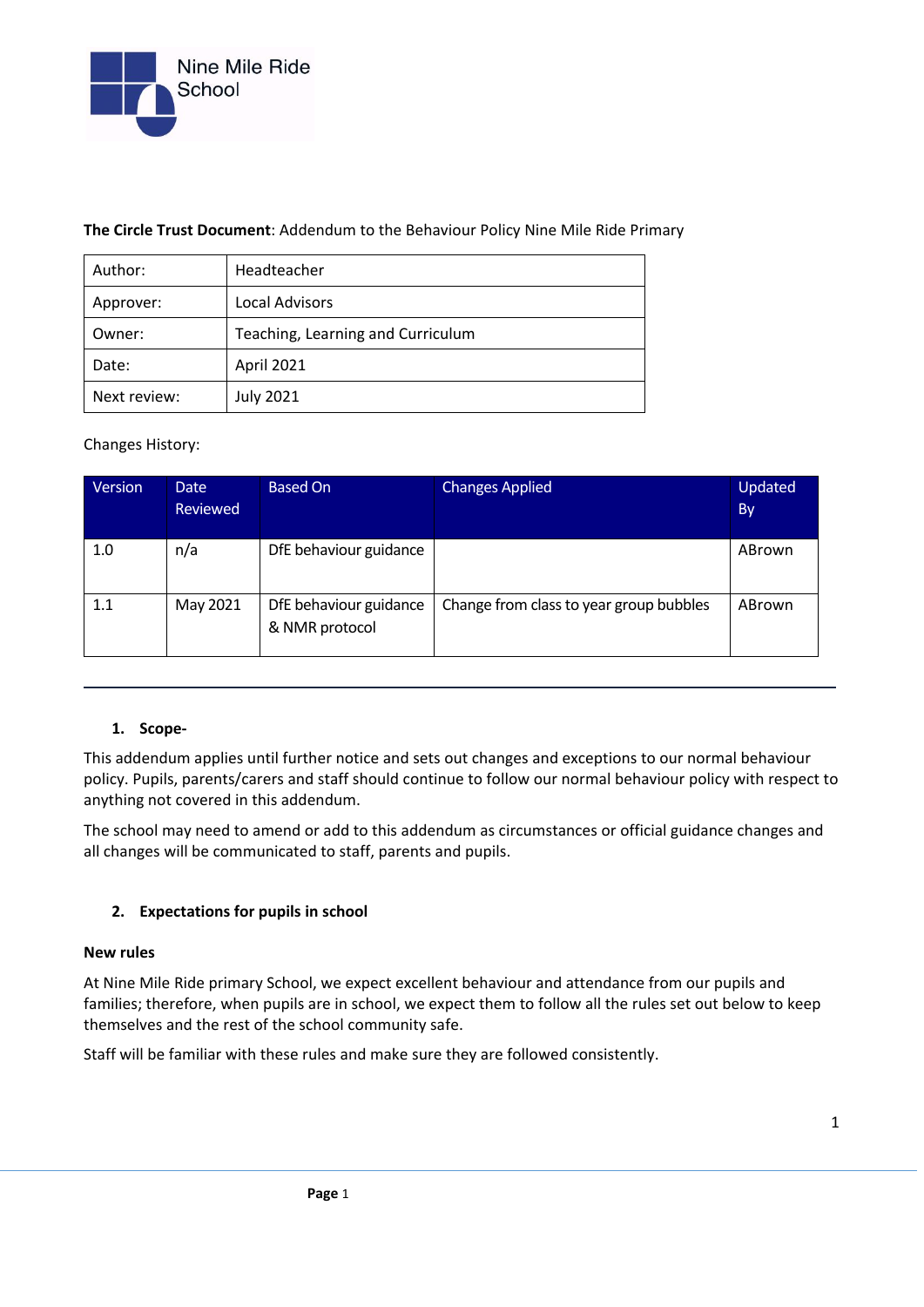Nine Mile Ride School

**The Circle Trust Document**: Addendum to the Behaviour Policy Nine Mile Ride Primary

| Author: | Headteacher |
|---|---|
| Approver: | Local Advisors |
| Owner: | Teaching, Learning and Curriculum |
| Date: | April 2021 |
| Next review: | July 2021 |

Changes History:

| Version | Date Reviewed | Based On | Changes Applied | Updated By |
|---|---|---|---|---|
| 1.0 | n/a | DfE behaviour guidance | | ABrown |
| 1.1 | May 2021 | DfE behaviour guidance & NMR protocol | Change from class to year group bubbles | ABrown |

---

## 1. Scope-

This addendum applies until further notice and sets out changes and exceptions to our normal behaviour policy. Pupils, parents/carers and staff should continue to follow our normal behaviour policy with respect to anything not covered in this addendum.

The school may need to amend or add to this addendum as circumstances or official guidance changes and all changes will be communicated to staff, parents and pupils.

## 2. Expectations for pupils in school

### New rules

At Nine Mile Ride primary School, we expect excellent behaviour and attendance from our pupils and families; therefore, when pupils are in school, we expect them to follow all the rules set out below to keep themselves and the rest of the school community safe.

Staff will be familiar with these rules and make sure they are followed consistently.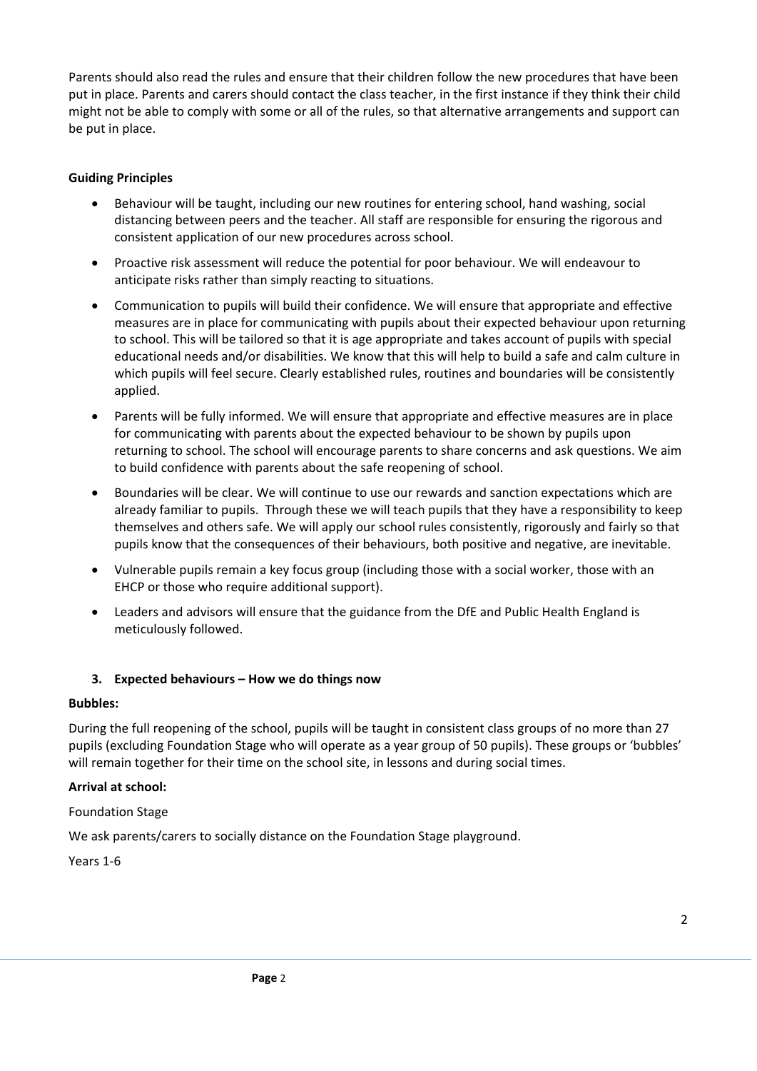Parents should also read the rules and ensure that their children follow the new procedures that have been put in place. Parents and carers should contact the class teacher, in the first instance if they think their child might not be able to comply with some or all of the rules, so that alternative arrangements and support can be put in place.

**Guiding Principles**

- Behaviour will be taught, including our new routines for entering school, hand washing, social distancing between peers and the teacher. All staff are responsible for ensuring the rigorous and consistent application of our new procedures across school.
- Proactive risk assessment will reduce the potential for poor behaviour. We will endeavour to anticipate risks rather than simply reacting to situations.
- Communication to pupils will build their confidence. We will ensure that appropriate and effective measures are in place for communicating with pupils about their expected behaviour upon returning to school. This will be tailored so that it is age appropriate and takes account of pupils with special educational needs and/or disabilities. We know that this will help to build a safe and calm culture in which pupils will feel secure. Clearly established rules, routines and boundaries will be consistently applied.
- Parents will be fully informed. We will ensure that appropriate and effective measures are in place for communicating with parents about the expected behaviour to be shown by pupils upon returning to school. The school will encourage parents to share concerns and ask questions. We aim to build confidence with parents about the safe reopening of school.
- Boundaries will be clear. We will continue to use our rewards and sanction expectations which are already familiar to pupils. Through these we will teach pupils that they have a responsibility to keep themselves and others safe. We will apply our school rules consistently, rigorously and fairly so that pupils know that the consequences of their behaviours, both positive and negative, are inevitable.
- Vulnerable pupils remain a key focus group (including those with a social worker, those with an EHCP or those who require additional support).
- Leaders and advisors will ensure that the guidance from the DfE and Public Health England is meticulously followed.

## 3. Expected behaviours – How we do things now

**Bubbles:**

During the full reopening of the school, pupils will be taught in consistent class groups of no more than 27 pupils (excluding Foundation Stage who will operate as a year group of 50 pupils). These groups or 'bubbles' will remain together for their time on the school site, in lessons and during social times.

**Arrival at school:**

Foundation Stage

We ask parents/carers to socially distance on the Foundation Stage playground.

Years 1-6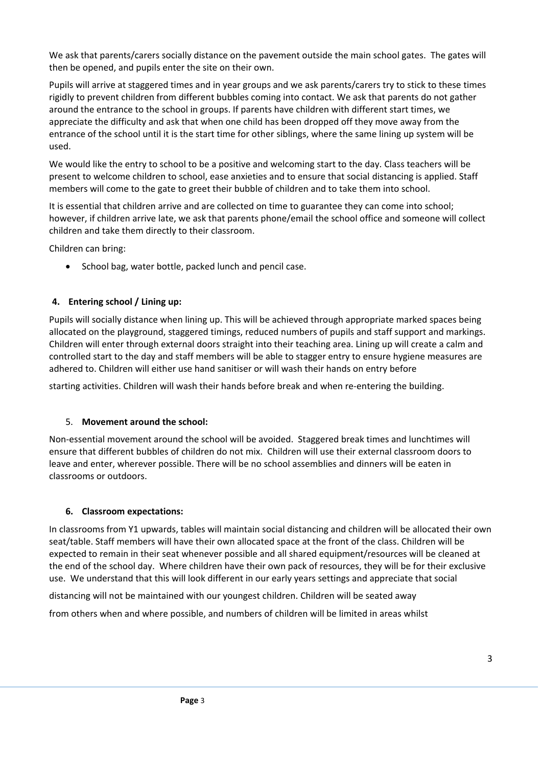We ask that parents/carers socially distance on the pavement outside the main school gates. The gates will then be opened, and pupils enter the site on their own.

Pupils will arrive at staggered times and in year groups and we ask parents/carers try to stick to these times rigidly to prevent children from different bubbles coming into contact. We ask that parents do not gather around the entrance to the school in groups. If parents have children with different start times, we appreciate the difficulty and ask that when one child has been dropped off they move away from the entrance of the school until it is the start time for other siblings, where the same lining up system will be used.

We would like the entry to school to be a positive and welcoming start to the day. Class teachers will be present to welcome children to school, ease anxieties and to ensure that social distancing is applied. Staff members will come to the gate to greet their bubble of children and to take them into school.

It is essential that children arrive and are collected on time to guarantee they can come into school; however, if children arrive late, we ask that parents phone/email the school office and someone will collect children and take them directly to their classroom.

Children can bring:

- School bag, water bottle, packed lunch and pencil case.

## 4. Entering school / Lining up:

Pupils will socially distance when lining up. This will be achieved through appropriate marked spaces being allocated on the playground, staggered timings, reduced numbers of pupils and staff support and markings. Children will enter through external doors straight into their teaching area. Lining up will create a calm and controlled start to the day and staff members will be able to stagger entry to ensure hygiene measures are adhered to. Children will either use hand sanitiser or will wash their hands on entry before starting activities. Children will wash their hands before break and when re-entering the building.

## 5. Movement around the school:

Non-essential movement around the school will be avoided. Staggered break times and lunchtimes will ensure that different bubbles of children do not mix. Children will use their external classroom doors to leave and enter, wherever possible. There will be no school assemblies and dinners will be eaten in classrooms or outdoors.

## 6. Classroom expectations:

In classrooms from Y1 upwards, tables will maintain social distancing and children will be allocated their own seat/table. Staff members will have their own allocated space at the front of the class. Children will be expected to remain in their seat whenever possible and all shared equipment/resources will be cleaned at the end of the school day. Where children have their own pack of resources, they will be for their exclusive use. We understand that this will look different in our early years settings and appreciate that social distancing will not be maintained with our youngest children. Children will be seated away from others when and where possible, and numbers of children will be limited in areas whilst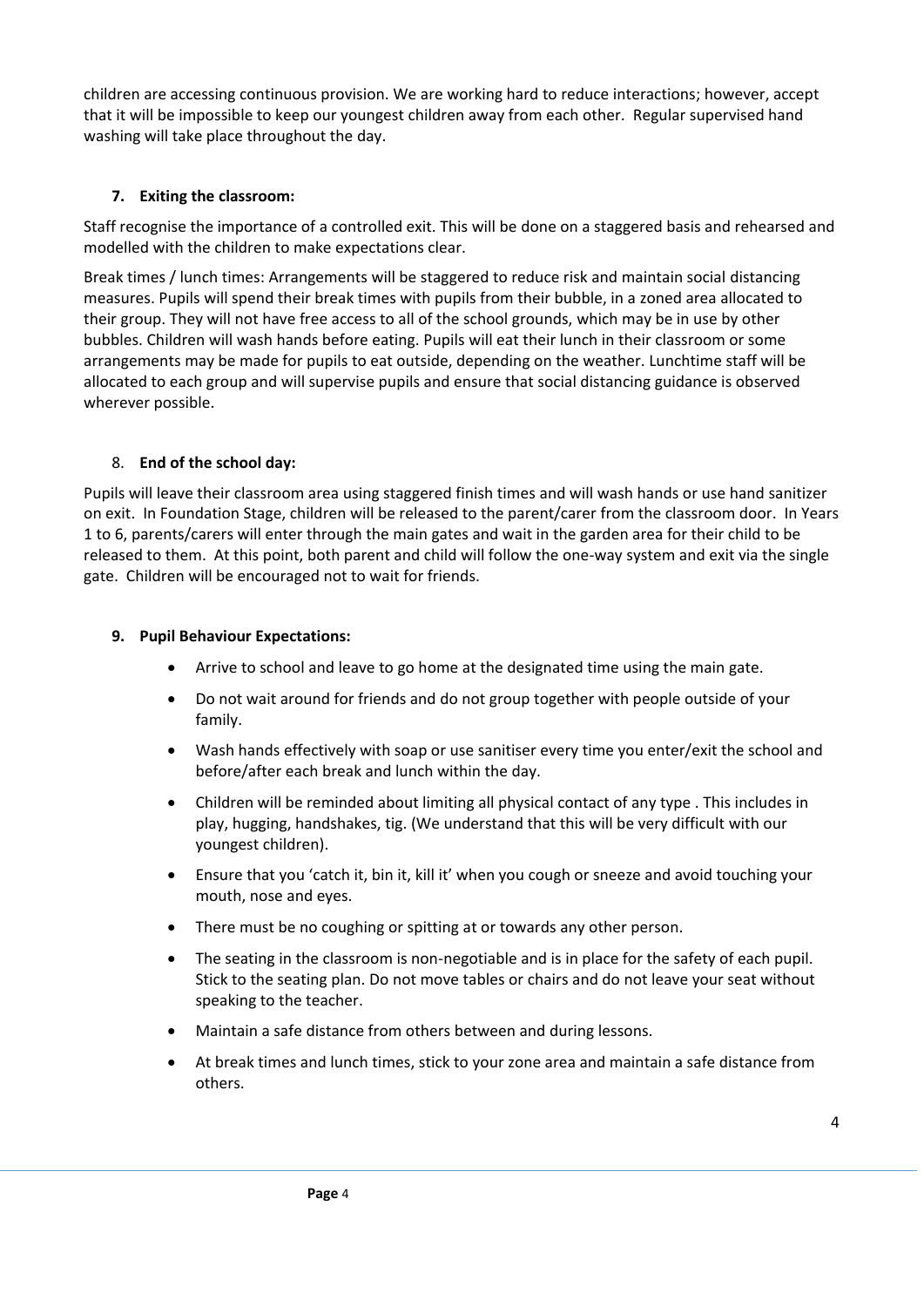children are accessing continuous provision. We are working hard to reduce interactions; however, accept that it will be impossible to keep our youngest children away from each other. Regular supervised hand washing will take place throughout the day.

### 7. Exiting the classroom:

Staff recognise the importance of a controlled exit. This will be done on a staggered basis and rehearsed and modelled with the children to make expectations clear.

Break times / lunch times: Arrangements will be staggered to reduce risk and maintain social distancing measures. Pupils will spend their break times with pupils from their bubble, in a zoned area allocated to their group. They will not have free access to all of the school grounds, which may be in use by other bubbles. Children will wash hands before eating. Pupils will eat their lunch in their classroom or some arrangements may be made for pupils to eat outside, depending on the weather. Lunchtime staff will be allocated to each group and will supervise pupils and ensure that social distancing guidance is observed wherever possible.

### 8. End of the school day:

Pupils will leave their classroom area using staggered finish times and will wash hands or use hand sanitizer on exit. In Foundation Stage, children will be released to the parent/carer from the classroom door. In Years 1 to 6, parents/carers will enter through the main gates and wait in the garden area for their child to be released to them. At this point, both parent and child will follow the one-way system and exit via the single gate. Children will be encouraged not to wait for friends.

### 9. Pupil Behaviour Expectations:

- Arrive to school and leave to go home at the designated time using the main gate.
- Do not wait around for friends and do not group together with people outside of your family.
- Wash hands effectively with soap or use sanitiser every time you enter/exit the school and before/after each break and lunch within the day.
- Children will be reminded about limiting all physical contact of any type . This includes in play, hugging, handshakes, tig. (We understand that this will be very difficult with our youngest children).
- Ensure that you 'catch it, bin it, kill it' when you cough or sneeze and avoid touching your mouth, nose and eyes.
- There must be no coughing or spitting at or towards any other person.
- The seating in the classroom is non-negotiable and is in place for the safety of each pupil. Stick to the seating plan. Do not move tables or chairs and do not leave your seat without speaking to the teacher.
- Maintain a safe distance from others between and during lessons.
- At break times and lunch times, stick to your zone area and maintain a safe distance from others.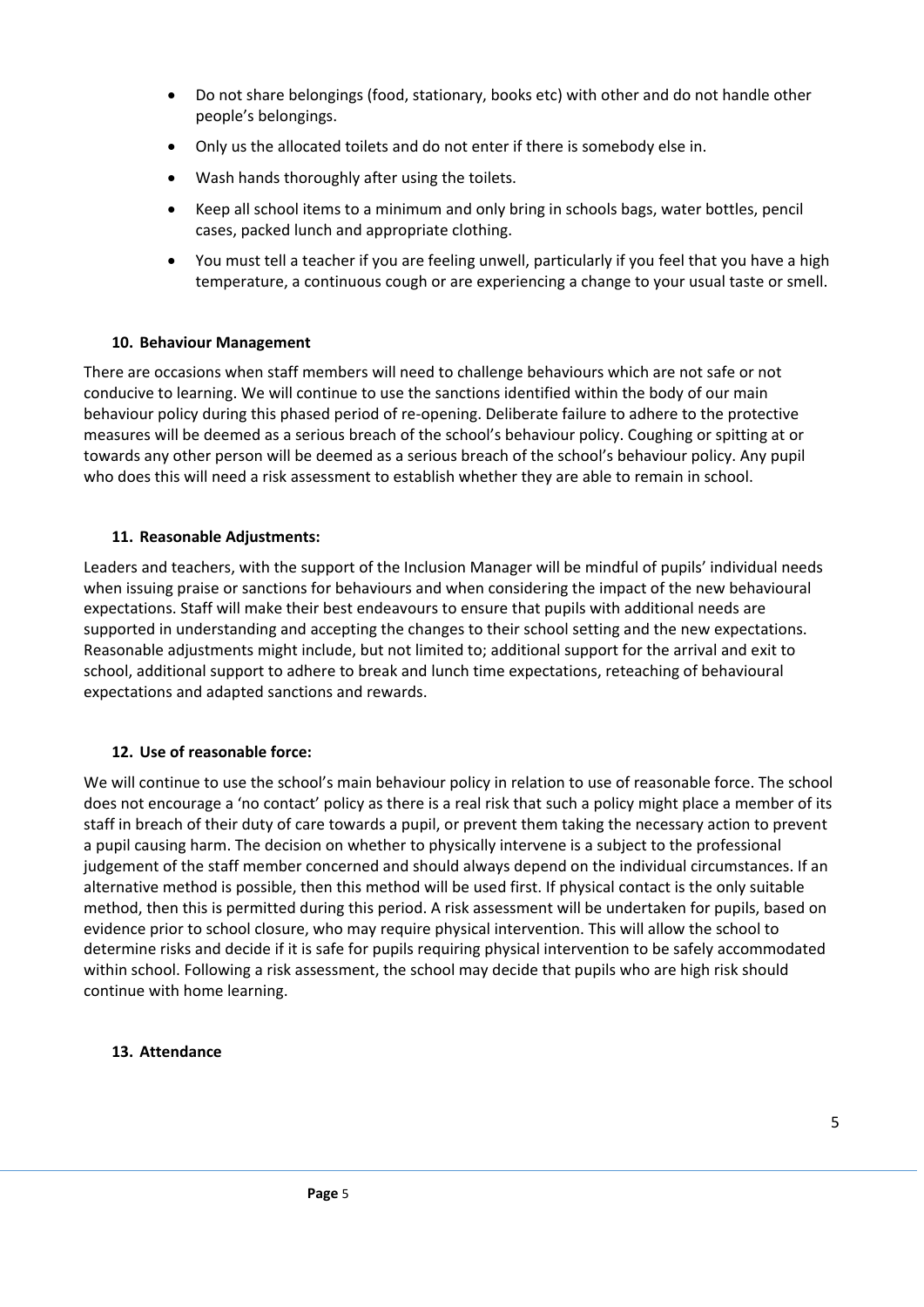- Do not share belongings (food, stationary, books etc) with other and do not handle other people's belongings.
- Only us the allocated toilets and do not enter if there is somebody else in.
- Wash hands thoroughly after using the toilets.
- Keep all school items to a minimum and only bring in schools bags, water bottles, pencil cases, packed lunch and appropriate clothing.
- You must tell a teacher if you are feeling unwell, particularly if you feel that you have a high temperature, a continuous cough or are experiencing a change to your usual taste or smell.

### 10. Behaviour Management

There are occasions when staff members will need to challenge behaviours which are not safe or not conducive to learning. We will continue to use the sanctions identified within the body of our main behaviour policy during this phased period of re-opening. Deliberate failure to adhere to the protective measures will be deemed as a serious breach of the school's behaviour policy. Coughing or spitting at or towards any other person will be deemed as a serious breach of the school's behaviour policy. Any pupil who does this will need a risk assessment to establish whether they are able to remain in school.

### 11. Reasonable Adjustments:

Leaders and teachers, with the support of the Inclusion Manager will be mindful of pupils' individual needs when issuing praise or sanctions for behaviours and when considering the impact of the new behavioural expectations. Staff will make their best endeavours to ensure that pupils with additional needs are supported in understanding and accepting the changes to their school setting and the new expectations. Reasonable adjustments might include, but not limited to; additional support for the arrival and exit to school, additional support to adhere to break and lunch time expectations, reteaching of behavioural expectations and adapted sanctions and rewards.

### 12. Use of reasonable force:

We will continue to use the school's main behaviour policy in relation to use of reasonable force. The school does not encourage a 'no contact' policy as there is a real risk that such a policy might place a member of its staff in breach of their duty of care towards a pupil, or prevent them taking the necessary action to prevent a pupil causing harm. The decision on whether to physically intervene is a subject to the professional judgement of the staff member concerned and should always depend on the individual circumstances. If an alternative method is possible, then this method will be used first. If physical contact is the only suitable method, then this is permitted during this period. A risk assessment will be undertaken for pupils, based on evidence prior to school closure, who may require physical intervention. This will allow the school to determine risks and decide if it is safe for pupils requiring physical intervention to be safely accommodated within school. Following a risk assessment, the school may decide that pupils who are high risk should continue with home learning.

### 13. Attendance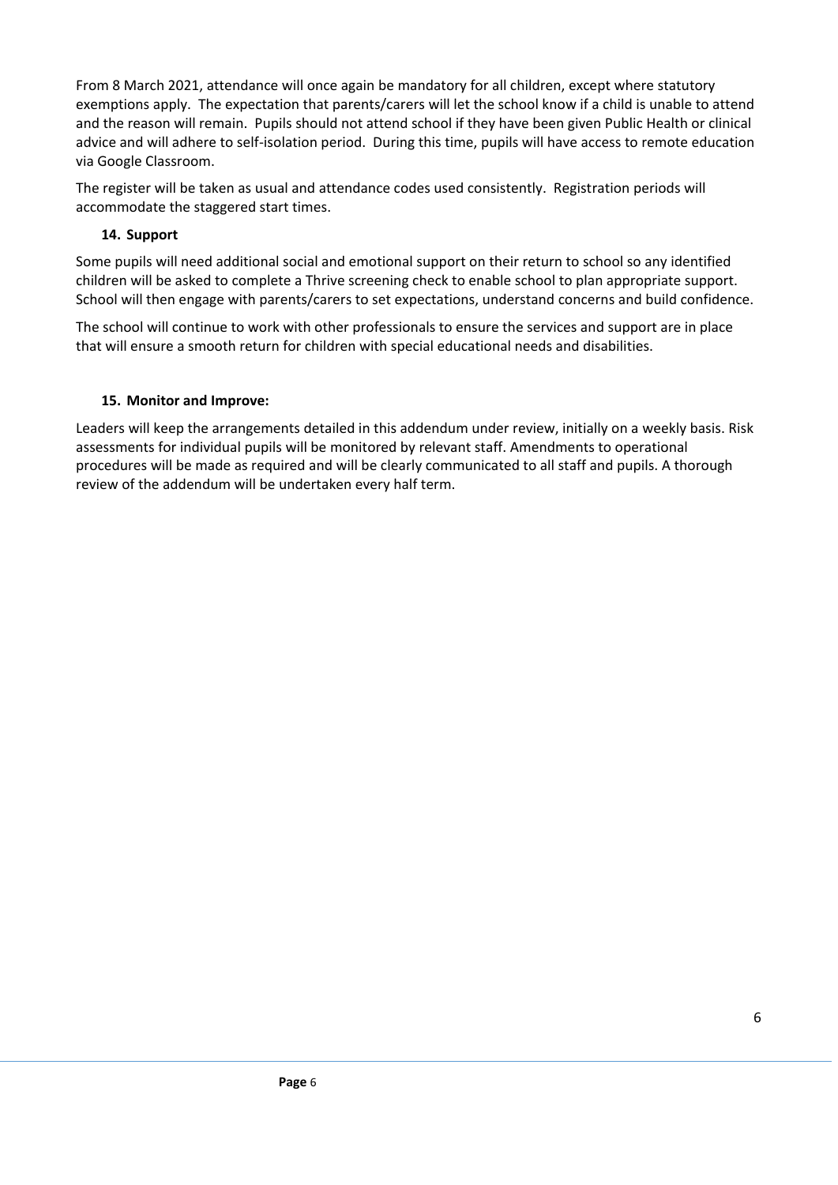From 8 March 2021, attendance will once again be mandatory for all children, except where statutory exemptions apply. The expectation that parents/carers will let the school know if a child is unable to attend and the reason will remain. Pupils should not attend school if they have been given Public Health or clinical advice and will adhere to self-isolation period. During this time, pupils will have access to remote education via Google Classroom.

The register will be taken as usual and attendance codes used consistently. Registration periods will accommodate the staggered start times.

### 14. Support

Some pupils will need additional social and emotional support on their return to school so any identified children will be asked to complete a Thrive screening check to enable school to plan appropriate support. School will then engage with parents/carers to set expectations, understand concerns and build confidence.

The school will continue to work with other professionals to ensure the services and support are in place that will ensure a smooth return for children with special educational needs and disabilities.

### 15. Monitor and Improve:

Leaders will keep the arrangements detailed in this addendum under review, initially on a weekly basis. Risk assessments for individual pupils will be monitored by relevant staff. Amendments to operational procedures will be made as required and will be clearly communicated to all staff and pupils. A thorough review of the addendum will be undertaken every half term.